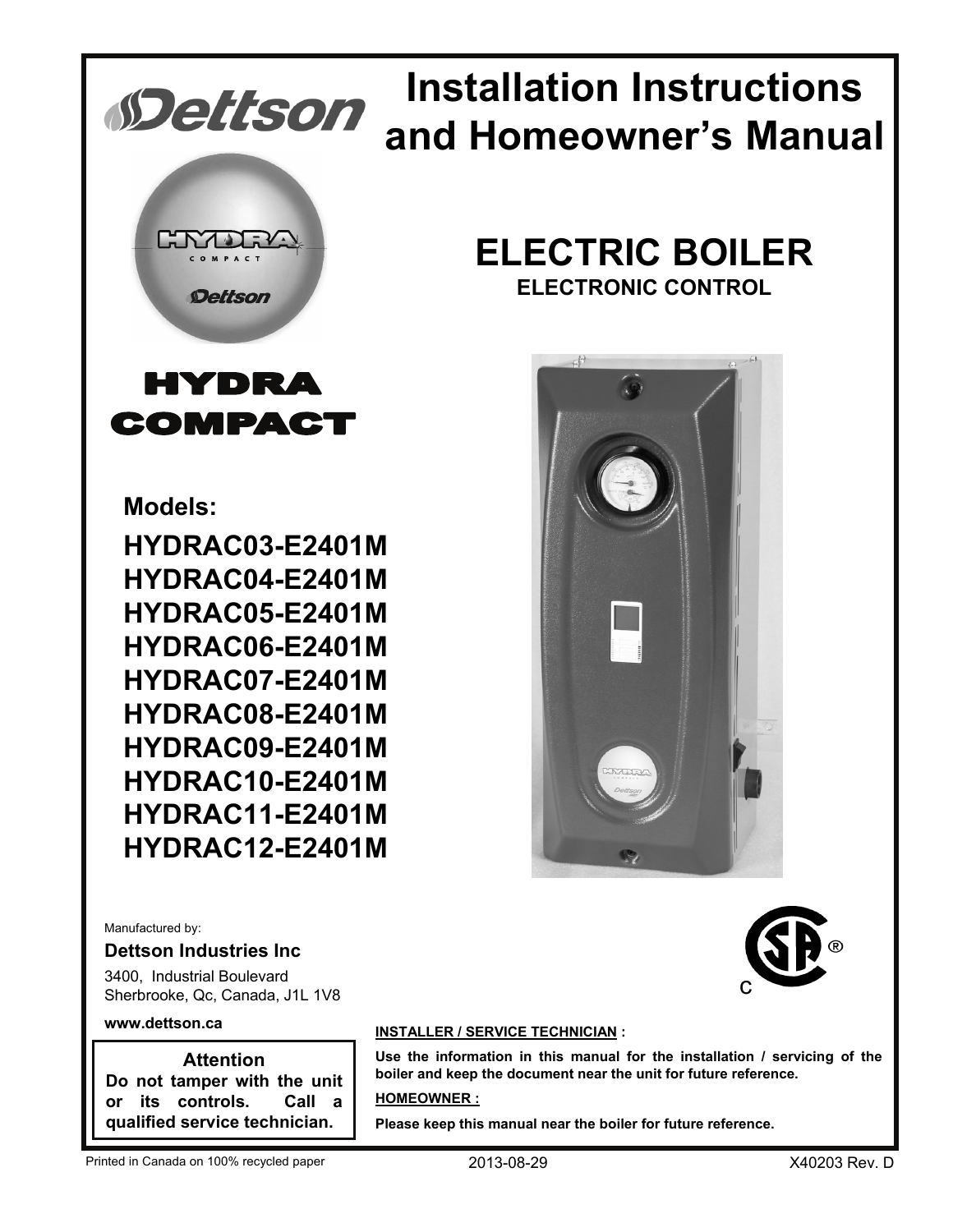# Installation Instructions and Homeowner's Manual

Dettson

## ELECTRIC BOILER

### ELECTRONIC CONTROL

## HYDRA COMPACT

**Models:**

**HYDRAC03-E2401M**
**HYDRAC04-E2401M**
**HYDRAC05-E2401M**
**HYDRAC06-E2401M**
**HYDRAC07-E2401M**
**HYDRAC08-E2401M**
**HYDRAC09-E2401M**
**HYDRAC10-E2401M**
**HYDRAC11-E2401M**
**HYDRAC12-E2401M**

Manufactured by:

**Dettson Industries Inc**

3400, Industrial Boulevard
Sherbrooke, Qc, Canada, J1L 1V8

**www.dettson.ca**

> **Attention**
> **Do not tamper with the unit or its controls. Call a qualified service technician.**

**INSTALLER / SERVICE TECHNICIAN :**

**Use the information in this manual for the installation / servicing of the boiler and keep the document near the unit for future reference.**

**HOMEOWNER :**

**Please keep this manual near the boiler for future reference.**

Printed in Canada on 100% recycled paper 2013-08-29 X40203 Rev. D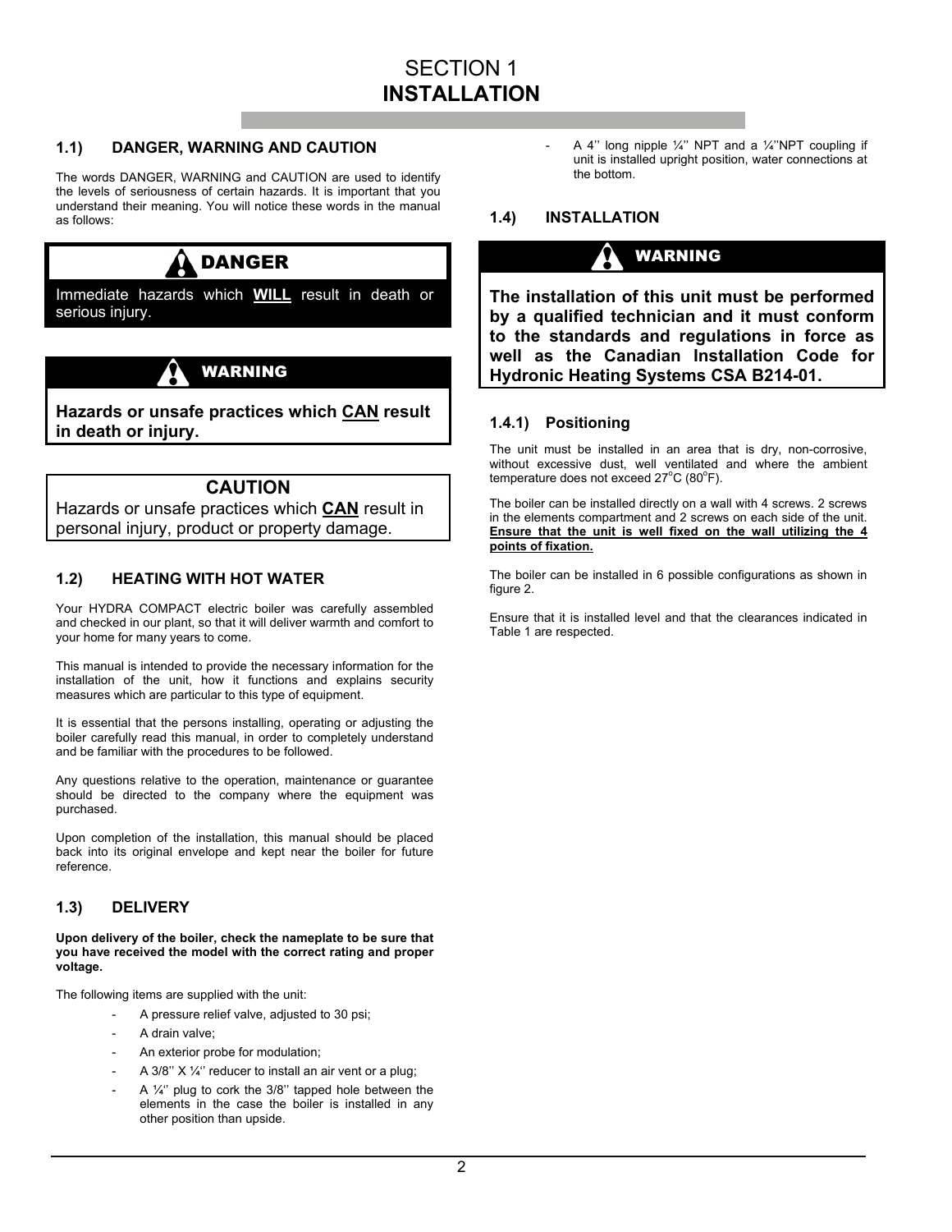# SECTION 1
# INSTALLATION

## 1.1) DANGER, WARNING AND CAUTION

The words DANGER, WARNING and CAUTION are used to identify the levels of seriousness of certain hazards. It is important that you understand their meaning. You will notice these words in the manual as follows:

**DANGER**

Immediate hazards which **WILL** result in death or serious injury.

**WARNING**

**Hazards or unsafe practices which CAN result in death or injury.**

**CAUTION**

Hazards or unsafe practices which **CAN** result in personal injury, product or property damage.

## 1.2) HEATING WITH HOT WATER

Your HYDRA COMPACT electric boiler was carefully assembled and checked in our plant, so that it will deliver warmth and comfort to your home for many years to come.

This manual is intended to provide the necessary information for the installation of the unit, how it functions and explains security measures which are particular to this type of equipment.

It is essential that the persons installing, operating or adjusting the boiler carefully read this manual, in order to completely understand and be familiar with the procedures to be followed.

Any questions relative to the operation, maintenance or guarantee should be directed to the company where the equipment was purchased.

Upon completion of the installation, this manual should be placed back into its original envelope and kept near the boiler for future reference.

## 1.3) DELIVERY

**Upon delivery of the boiler, check the nameplate to be sure that you have received the model with the correct rating and proper voltage.**

The following items are supplied with the unit:

- A pressure relief valve, adjusted to 30 psi;
- A drain valve;
- An exterior probe for modulation;
- A 3/8'' X ¼'' reducer to install an air vent or a plug;
- A ¼'' plug to cork the 3/8'' tapped hole between the elements in the case the boiler is installed in any other position than upside.
- A 4'' long nipple ¼'' NPT and a ¼''NPT coupling if unit is installed upright position, water connections at the bottom.

## 1.4) INSTALLATION

**WARNING**

**The installation of this unit must be performed by a qualified technician and it must conform to the standards and regulations in force as well as the Canadian Installation Code for Hydronic Heating Systems CSA B214-01.**

### 1.4.1) Positioning

The unit must be installed in an area that is dry, non-corrosive, without excessive dust, well ventilated and where the ambient temperature does not exceed 27°C (80°F).

The boiler can be installed directly on a wall with 4 screws. 2 screws in the elements compartment and 2 screws on each side of the unit. **Ensure that the unit is well fixed on the wall utilizing the 4 points of fixation.**

The boiler can be installed in 6 possible configurations as shown in figure 2.

Ensure that it is installed level and that the clearances indicated in Table 1 are respected.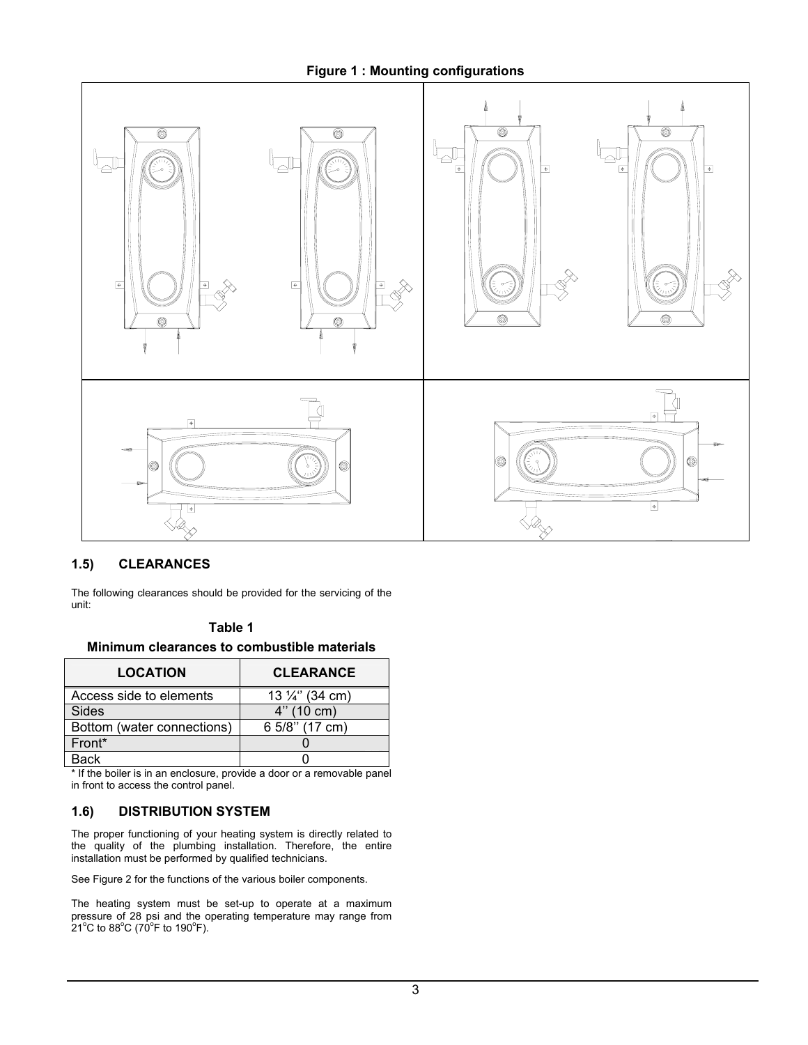**Figure 1 : Mounting configurations**

## 1.5) CLEARANCES

The following clearances should be provided for the servicing of the unit:

**Table 1**

**Minimum clearances to combustible materials**

| LOCATION | CLEARANCE |
|---|---|
| Access side to elements | 13 ¼'' (34 cm) |
| Sides | 4'' (10 cm) |
| Bottom (water connections) | 6 5/8'' (17 cm) |
| Front* | 0 |
| Back | 0 |

* If the boiler is in an enclosure, provide a door or a removable panel in front to access the control panel.

## 1.6) DISTRIBUTION SYSTEM

The proper functioning of your heating system is directly related to the quality of the plumbing installation. Therefore, the entire installation must be performed by qualified technicians.

See Figure 2 for the functions of the various boiler components.

The heating system must be set-up to operate at a maximum pressure of 28 psi and the operating temperature may range from 21°C to 88°C (70°F to 190°F).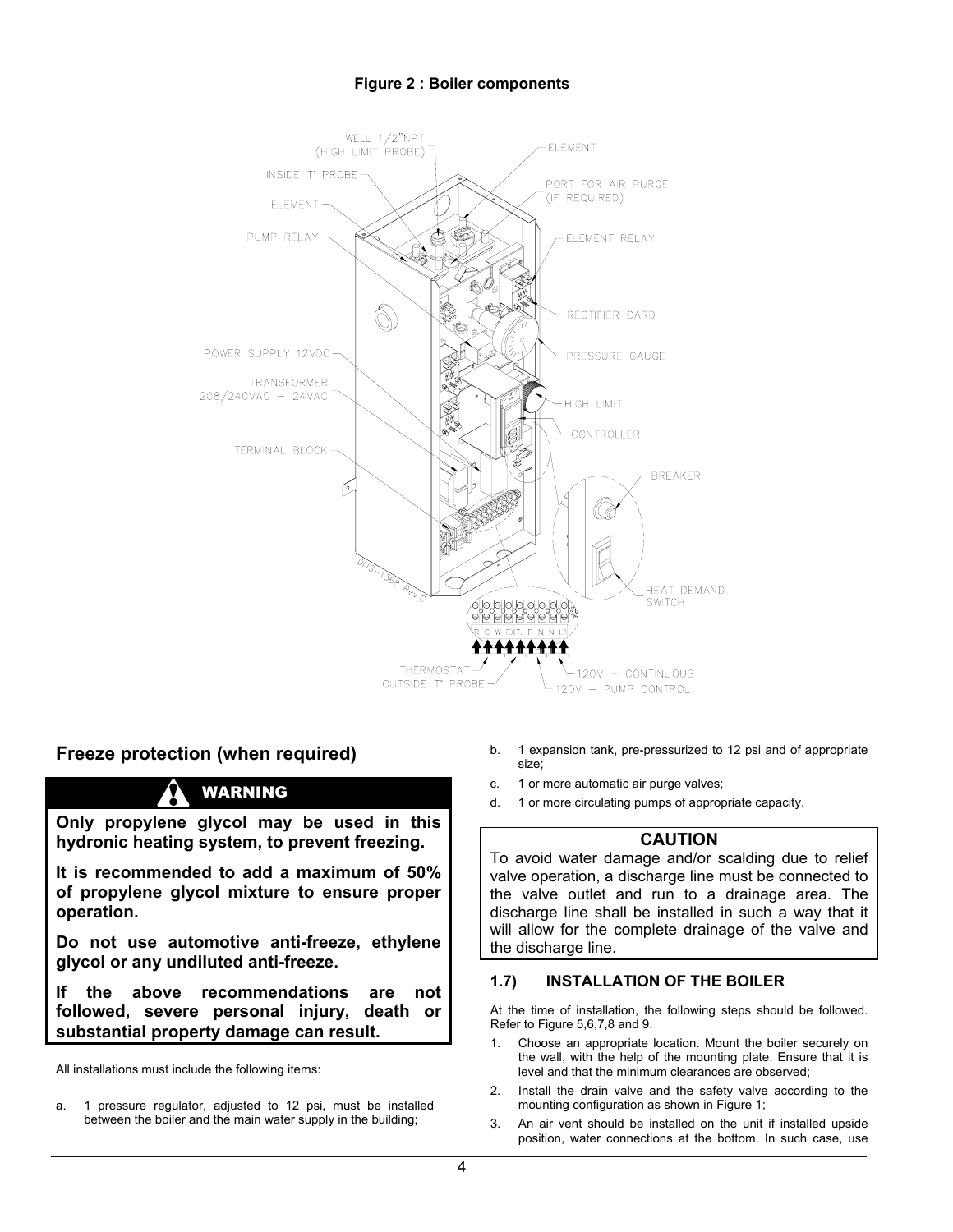**Figure 2 : Boiler components**

## Freeze protection (when required)

> **WARNING**
>
> **Only propylene glycol may be used in this hydronic heating system, to prevent freezing.**
>
> **It is recommended to add a maximum of 50% of propylene glycol mixture to ensure proper operation.**
>
> **Do not use automotive anti-freeze, ethylene glycol or any undiluted anti-freeze.**
>
> **If the above recommendations are not followed, severe personal injury, death or substantial property damage can result.**

All installations must include the following items:

a. 1 pressure regulator, adjusted to 12 psi, must be installed between the boiler and the main water supply in the building;

b. 1 expansion tank, pre-pressurized to 12 psi and of appropriate size;

c. 1 or more automatic air purge valves;

d. 1 or more circulating pumps of appropriate capacity.

> **CAUTION**
>
> To avoid water damage and/or scalding due to relief valve operation, a discharge line must be connected to the valve outlet and run to a drainage area. The discharge line shall be installed in such a way that it will allow for the complete drainage of the valve and the discharge line.

### 1.7) INSTALLATION OF THE BOILER

At the time of installation, the following steps should be followed. Refer to Figure 5,6,7,8 and 9.

1. Choose an appropriate location. Mount the boiler securely on the wall, with the help of the mounting plate. Ensure that it is level and that the minimum clearances are observed;
2. Install the drain valve and the safety valve according to the mounting configuration as shown in Figure 1;
3. An air vent should be installed on the unit if installed upside position, water connections at the bottom. In such case, use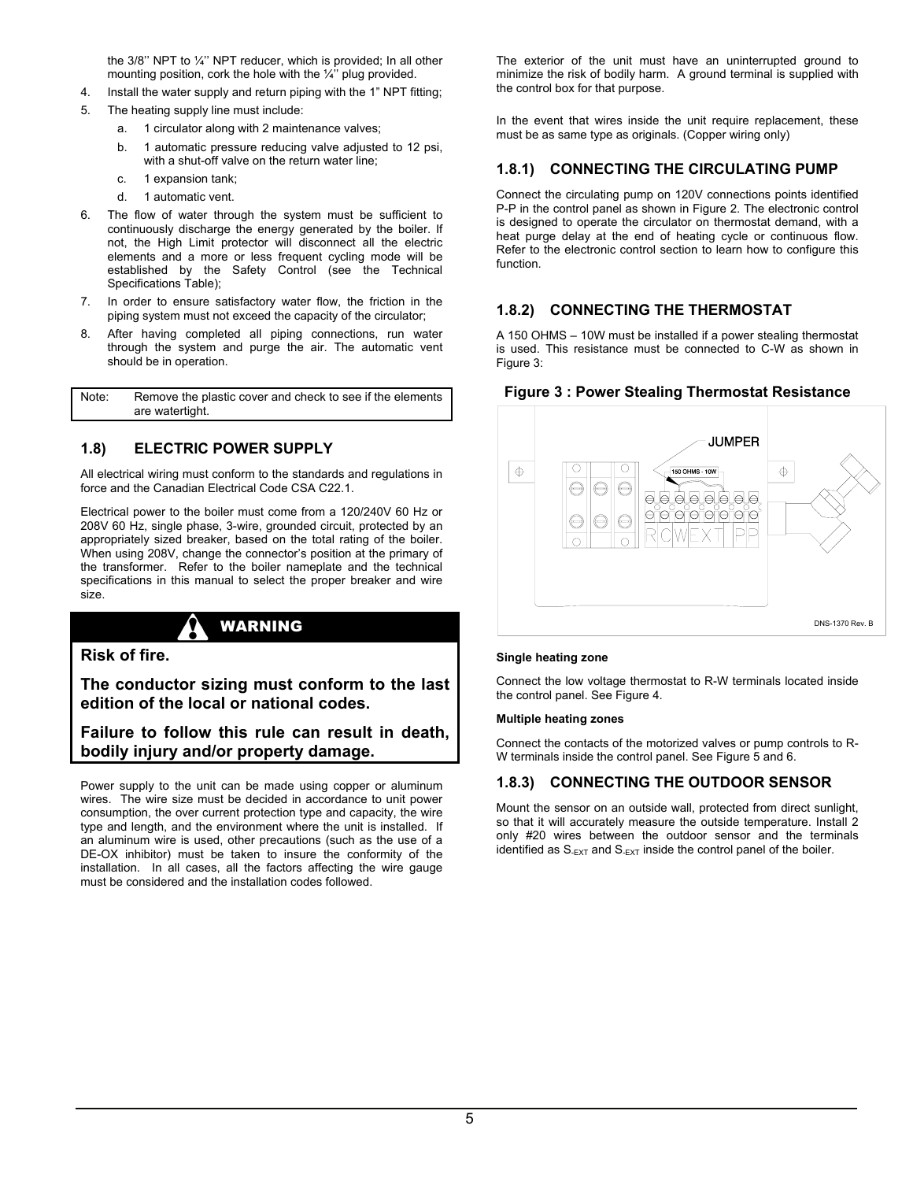the 3/8'' NPT to ¼'' NPT reducer, which is provided; In all other mounting position, cork the hole with the ¼'' plug provided.

4. Install the water supply and return piping with the 1" NPT fitting;
5. The heating supply line must include:
   a. 1 circulator along with 2 maintenance valves;
   b. 1 automatic pressure reducing valve adjusted to 12 psi, with a shut-off valve on the return water line;
   c. 1 expansion tank;
   d. 1 automatic vent.
6. The flow of water through the system must be sufficient to continuously discharge the energy generated by the boiler. If not, the High Limit protector will disconnect all the electric elements and a more or less frequent cycling mode will be established by the Safety Control (see the Technical Specifications Table);
7. In order to ensure satisfactory water flow, the friction in the piping system must not exceed the capacity of the circulator;
8. After having completed all piping connections, run water through the system and purge the air. The automatic vent should be in operation.

| Note: | Remove the plastic cover and check to see if the elements are watertight. |
|---|---|

## 1.8) ELECTRIC POWER SUPPLY

All electrical wiring must conform to the standards and regulations in force and the Canadian Electrical Code CSA C22.1.

Electrical power to the boiler must come from a 120/240V 60 Hz or 208V 60 Hz, single phase, 3-wire, grounded circuit, protected by an appropriately sized breaker, based on the total rating of the boiler. When using 208V, change the connector's position at the primary of the transformer. Refer to the boiler nameplate and the technical specifications in this manual to select the proper breaker and wire size.

**WARNING**

**Risk of fire.**

**The conductor sizing must conform to the last edition of the local or national codes.**

**Failure to follow this rule can result in death, bodily injury and/or property damage.**

Power supply to the unit can be made using copper or aluminum wires. The wire size must be decided in accordance to unit power consumption, the over current protection type and capacity, the wire type and length, and the environment where the unit is installed. If an aluminum wire is used, other precautions (such as the use of a DE-OX inhibitor) must be taken to insure the conformity of the installation. In all cases, all the factors affecting the wire gauge must be considered and the installation codes followed.

The exterior of the unit must have an uninterrupted ground to minimize the risk of bodily harm. A ground terminal is supplied with the control box for that purpose.

In the event that wires inside the unit require replacement, these must be as same type as originals. (Copper wiring only)

### 1.8.1) CONNECTING THE CIRCULATING PUMP

Connect the circulating pump on 120V connections points identified P-P in the control panel as shown in Figure 2. The electronic control is designed to operate the circulator on thermostat demand, with a heat purge delay at the end of heating cycle or continuous flow. Refer to the electronic control section to learn how to configure this function.

### 1.8.2) CONNECTING THE THERMOSTAT

A 150 OHMS – 10W must be installed if a power stealing thermostat is used. This resistance must be connected to C-W as shown in Figure 3:

**Figure 3 : Power Stealing Thermostat Resistance**

JUMPER
150 OHMS - 10W
R C W EXT P P
DNS-1370 Rev. B

**Single heating zone**

Connect the low voltage thermostat to R-W terminals located inside the control panel. See Figure 4.

**Multiple heating zones**

Connect the contacts of the motorized valves or pump controls to R-W terminals inside the control panel. See Figure 5 and 6.

### 1.8.3) CONNECTING THE OUTDOOR SENSOR

Mount the sensor on an outside wall, protected from direct sunlight, so that it will accurately measure the outside temperature. Install 2 only #20 wires between the outdoor sensor and the terminals identified as $S_{-EXT}$ and $S_{-EXT}$ inside the control panel of the boiler.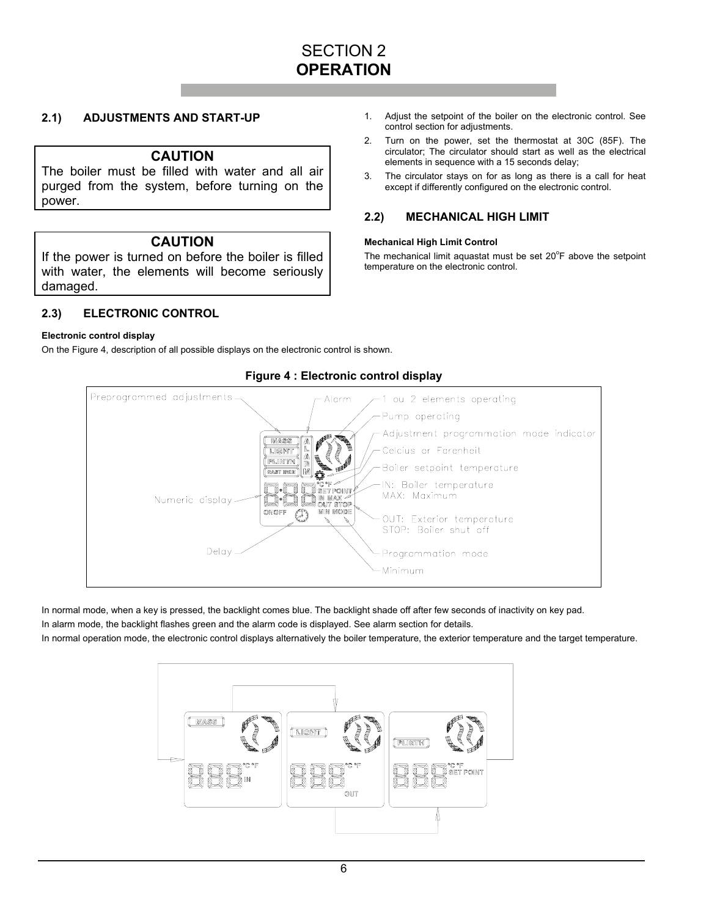# SECTION 2
# OPERATION

## 2.1) ADJUSTMENTS AND START-UP

> **CAUTION**
> The boiler must be filled with water and all air purged from the system, before turning on the power.

> **CAUTION**
> If the power is turned on before the boiler is filled with water, the elements will become seriously damaged.

1. Adjust the setpoint of the boiler on the electronic control. See control section for adjustments.
2. Turn on the power, set the thermostat at 30C (85F). The circulator; The circulator should start as well as the electrical elements in sequence with a 15 seconds delay;
3. The circulator stays on for as long as there is a call for heat except if differently configured on the electronic control.

## 2.2) MECHANICAL HIGH LIMIT

**Mechanical High Limit Control**

The mechanical limit aquastat must be set 20°F above the setpoint temperature on the electronic control.

## 2.3) ELECTRONIC CONTROL

**Electronic control display**

On the Figure 4, description of all possible displays on the electronic control is shown.

**Figure 4 : Electronic control display**

Preprogrammed adjustments — Alarm — 1 ou 2 elements operating — Pump operating — Adjustment programmation mode indicator — Celcius or Farenheit — Boiler setpoint temperature — IN: Boiler temperature, MAX: Maximum — OUT: Exterior temperature, STOP: Boiler shut off — Programmation mode — Minimum — Numeric display — Delay

In normal mode, when a key is pressed, the backlight comes blue. The backlight shade off after few seconds of inactivity on key pad.

In alarm mode, the backlight flashes green and the alarm code is displayed. See alarm section for details.

In normal operation mode, the electronic control displays alternatively the boiler temperature, the exterior temperature and the target temperature.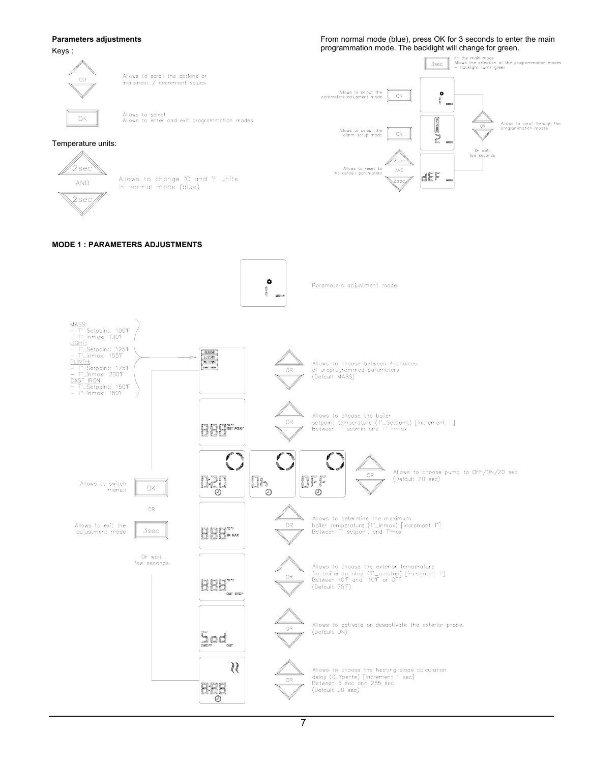**Parameters adjustments**

Keys :

Allows to scroll the options or increment / decrement values

OK — Allows to select. Allows to enter and exit programmation modes

Temperature units:

2sec AND 2sec — Allows to change °C and °F units in normal mode (blue)

From normal mode (blue), press OK for 3 seconds to enter the main programmation mode. The backlight will change for green.

3sec — In the main mode. Allows the selection of the programmation modes — Backlight turns green

OK — Allows to select the parameters adjusment mode

OK — Allows to select the alarm setup mode

2sec AND 2sec — Allows to reset to the default parameters

OR — Allows to scroll through the programmation modes

Or wait few seconds

**MODE 1 : PARAMETERS ADJUSTMENTS**

Parameters adjustment mode

MASS:
- T°_Setpoint: 100°F
- T°_inmax: 130°F

LIGHT:
- T°_Setpoint: 125°F
- T°_inmax: 155°F

PLINTH:
- T°_Setpoint: 175°F
- T°_inmax: 200°F

CAST IRON:
- T°_Setpoint: 150°F
- T°_inmax: 180°F

Allows to choose between 4 choices of preprogrammed parameters (Default MASS)

Allows to choose the boiler setpoint temperature (T°_Setpoint) [increment 1°] Between T°_setmin and T°_inmax

Allows to choose pump to OFF/ON/20 sec (Default 20 sec)

Allows to switch menus — OK

OR

Allows to exit the adjustment mode — 3sec

Or wait few seconds

Allows to determine the maximum boiler temperature (T°_inmax) [increment 1°] Between T°_setpoint and T°max

Allows to choose the exterior temperature for boiler to stop (T°_outstop) [increment 1°] Between 10°F and 110°F or OFF (Default 75°F)

Allows to activate or desactivate the exterior probe. (Default ON)

Allows to choose the heating slope calculation delay (DLYpente) [increment 1 sec] Between 5 sec and 255 sec (Default 20 sec)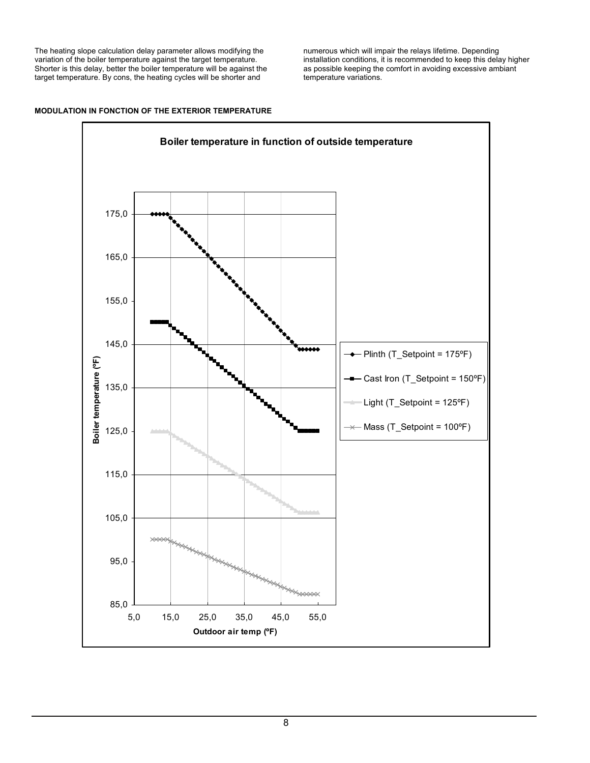The heating slope calculation delay parameter allows modifying the variation of the boiler temperature against the target temperature. Shorter is this delay, better the boiler temperature will be against the target temperature. By cons, the heating cycles will be shorter and numerous which will impair the relays lifetime. Depending installation conditions, it is recommended to keep this delay higher as possible keeping the comfort in avoiding excessive ambiant temperature variations.

**MODULATION IN FONCTION OF THE EXTERIOR TEMPERATURE**

**Boiler temperature in function of outside temperature**

Boiler temperature (ºF): 85,0 – 95,0 – 105,0 – 115,0 – 125,0 – 135,0 – 145,0 – 155,0 – 165,0 – 175,0

Outdoor air temp (ºF): 5,0 – 15,0 – 25,0 – 35,0 – 45,0 – 55,0

- Plinth (T_Setpoint = 175ºF)
- Cast Iron (T_Setpoint = 150ºF)
- Light (T_Setpoint = 125ºF)
- Mass (T_Setpoint = 100ºF)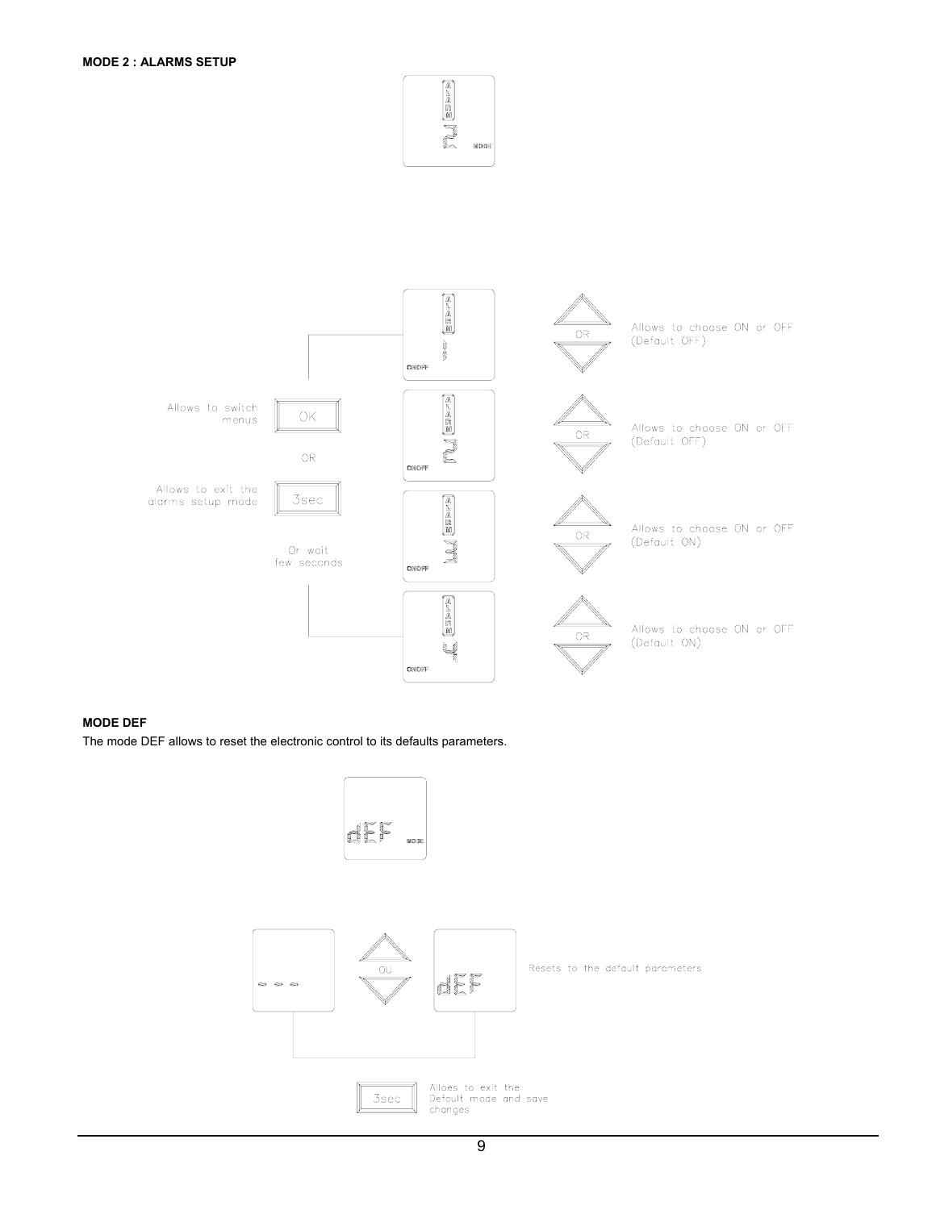**MODE 2 : ALARMS SETUP**

Allows to switch menus

OK

OR

Allows to exit the alarms setup mode

3sec

Or wait few seconds

Allows to choose ON or OFF (Default OFF)

Allows to choose ON or OFF (Default OFF)

Allows to choose ON or OFF (Default ON)

Allows to choose ON or OFF (Default ON)

**MODE DEF**

The mode DEF allows to reset the electronic control to its defaults parameters.

Resets to the default parameters

3sec

Alloes to exit the Default mode and save changes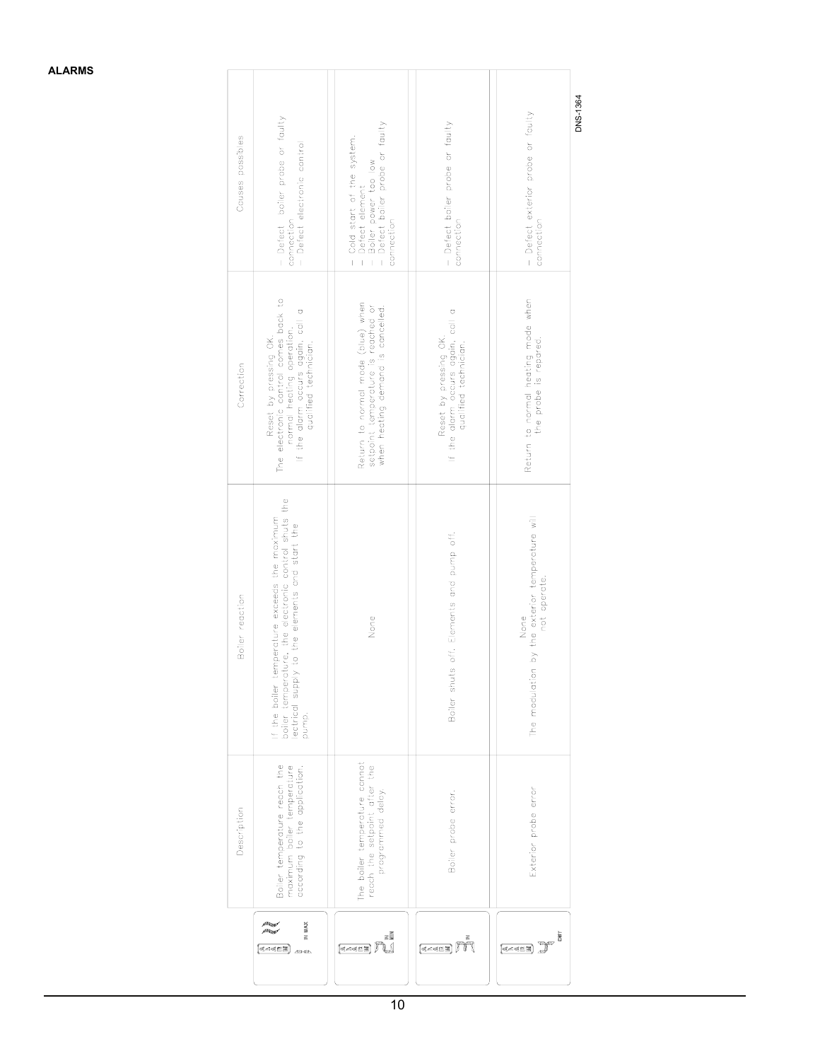**ALARMS**

| | Description | Boiler reaction | Correction | Causes possibles |
|---|---|---|---|---|
| ALARM 1 HI MAX | Boiler temperature reach the maximum boiler temperature according to the application. | If the boiler temperature exceeds the maximum boiler temperature, the electronic control shuts the electrical supply to the elements and start the pump. | Reset by pressing OK. The electronic control comes back to normal heating operation. If the alarm occurs again, call a qualified technician. | - Defect boiler probe or faulty connection<br>- Defect electronic control |
| ALARM 2 MIN | The boiler temperature cannot reach the setpoint after the programmed delay. | None | Return to normal mode (blue) when setpoint temperature is reached or when heating demand is cancelled. | - Cold start of the system.<br>- Defect element<br>- Boiler power too low<br>- Defect boiler probe or faulty connection |
| ALARM 3 | Boiler probe error. | Boiler shuts off. Elements and pump off. | Reset by pressing OK. If the alarm occurs again, call a qualified technician. | - Defect boiler probe or faulty connection |
| ALARM 4 OUT | Exterior probe error | None<br>The modulation by the exterior temperature will not operate. | Return to normal heating mode when the probe is repared. | - Defect exterior probe or faulty connection |

DNS-1364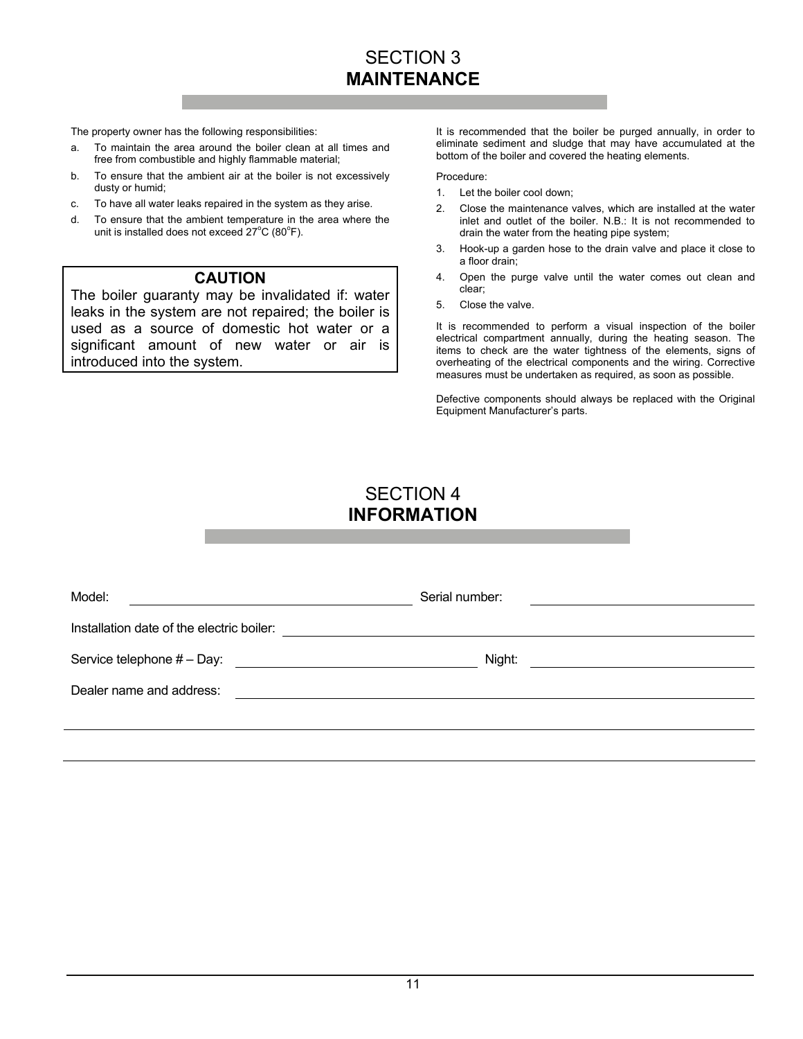# SECTION 3
# MAINTENANCE

The property owner has the following responsibilities:

a. To maintain the area around the boiler clean at all times and free from combustible and highly flammable material;
b. To ensure that the ambient air at the boiler is not excessively dusty or humid;
c. To have all water leaks repaired in the system as they arise.
d. To ensure that the ambient temperature in the area where the unit is installed does not exceed 27°C (80°F).

> **CAUTION**
>
> The boiler guaranty may be invalidated if: water leaks in the system are not repaired; the boiler is used as a source of domestic hot water or a significant amount of new water or air is introduced into the system.

It is recommended that the boiler be purged annually, in order to eliminate sediment and sludge that may have accumulated at the bottom of the boiler and covered the heating elements.

Procedure:

1. Let the boiler cool down;
2. Close the maintenance valves, which are installed at the water inlet and outlet of the boiler. N.B.: It is not recommended to drain the water from the heating pipe system;
3. Hook-up a garden hose to the drain valve and place it close to a floor drain;
4. Open the purge valve until the water comes out clean and clear;
5. Close the valve.

It is recommended to perform a visual inspection of the boiler electrical compartment annually, during the heating season. The items to check are the water tightness of the elements, signs of overheating of the electrical components and the wiring. Corrective measures must be undertaken as required, as soon as possible.

Defective components should always be replaced with the Original Equipment Manufacturer's parts.

# SECTION 4
# INFORMATION

Model: ______________________ Serial number: ______________________

Installation date of the electric boiler: ______________________

Service telephone # – Day: ______________________ Night: ______________________

Dealer name and address: ______________________

______________________

______________________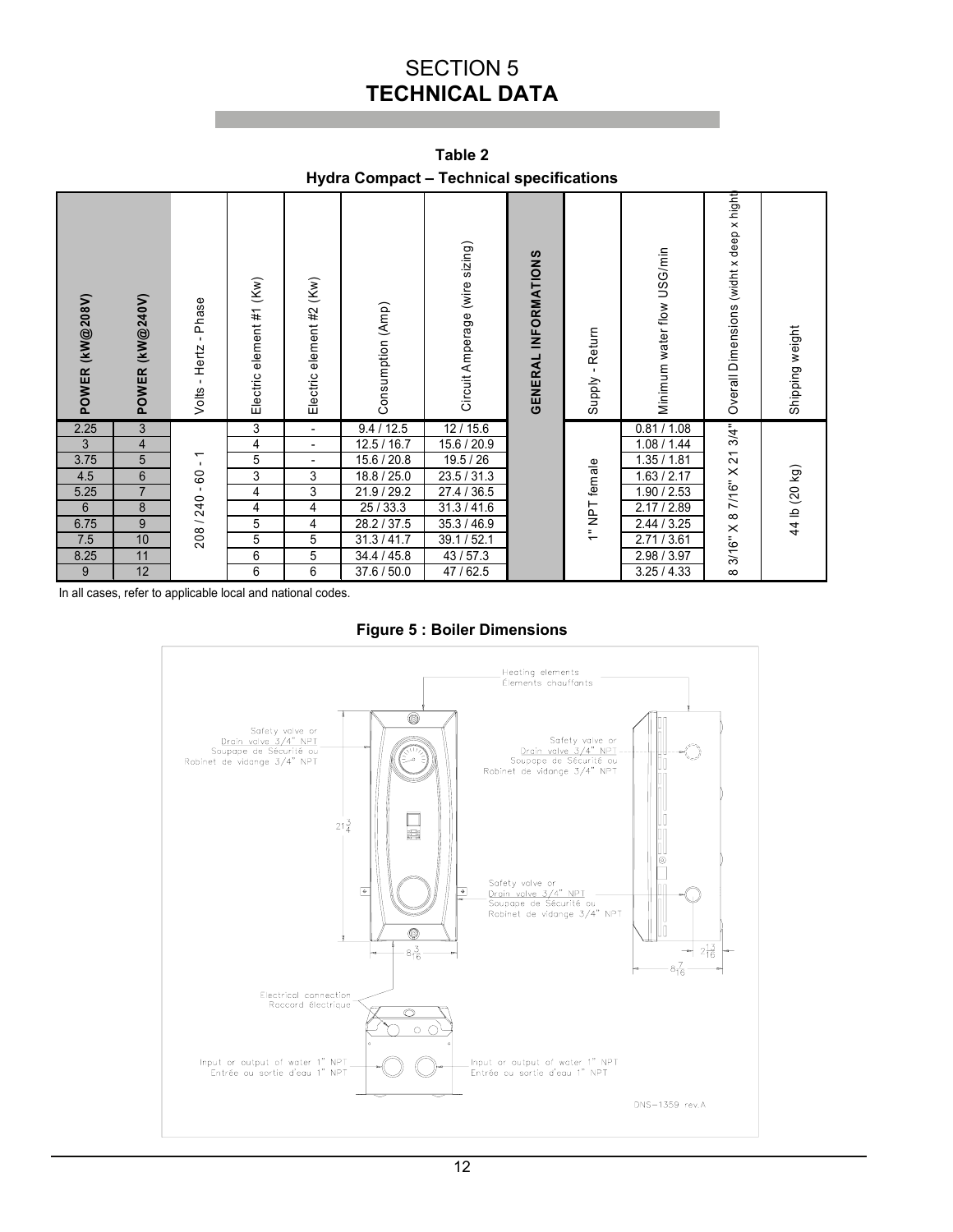# SECTION 5
# TECHNICAL DATA

**Table 2**

**Hydra Compact – Technical specifications**

| POWER (kW@208V) | POWER (kW@240V) | Volts - Hertz - Phase | Electric element #1 (Kw) | Electric element #2 (Kw) | Consumption (Amp) | Circuit Amperage (wire sizing) | GENERAL INFORMATIONS | Supply - Return | Minimum water flow USG/min | Overall Dimensions (widht x deep x hight) | Shipping weight |
|---|---|---|---|---|---|---|---|---|---|---|---|
| 2.25 | 3 | 208 / 240 - 60 - 1 | 3 | - | 9.4 / 12.5 | 12 / 15.6 | | 1" NPT female | 0.81 / 1.08 | 8 3/16" X 8 7/16" X 21 3/4" | 44 lb (20 kg) |
| 3 | 4 | | 4 | - | 12.5 / 16.7 | 15.6 / 20.9 | | | 1.08 / 1.44 | | |
| 3.75 | 5 | | 5 | - | 15.6 / 20.8 | 19.5 / 26 | | | 1.35 / 1.81 | | |
| 4.5 | 6 | | 3 | 3 | 18.8 / 25.0 | 23.5 / 31.3 | | | 1.63 / 2.17 | | |
| 5.25 | 7 | | 4 | 3 | 21.9 / 29.2 | 27.4 / 36.5 | | | 1.90 / 2.53 | | |
| 6 | 8 | | 4 | 4 | 25 / 33.3 | 31.3 / 41.6 | | | 2.17 / 2.89 | | |
| 6.75 | 9 | | 5 | 4 | 28.2 / 37.5 | 35.3 / 46.9 | | | 2.44 / 3.25 | | |
| 7.5 | 10 | | 5 | 5 | 31.3 / 41.7 | 39.1 / 52.1 | | | 2.71 / 3.61 | | |
| 8.25 | 11 | | 6 | 5 | 34.4 / 45.8 | 43 / 57.3 | | | 2.98 / 3.97 | | |
| 9 | 12 | | 6 | 6 | 37.6 / 50.0 | 47 / 62.5 | | | 3.25 / 4.33 | | |

In all cases, refer to applicable local and national codes.

**Figure 5 : Boiler Dimensions**

Heating elements / Éléments chauffants

Safety valve or Drain valve 3/4" NPT / Soupape de Sécurité ou Robinet de vidange 3/4" NPT

$21\frac{3}{4}$

$8\frac{3}{16}$

$8\frac{7}{16}$

$2\frac{13}{16}$

Electrical connection / Raccord électrique

Input or output of water 1" NPT / Entrée ou sortie d'eau 1" NPT

DNS-1359 rev.A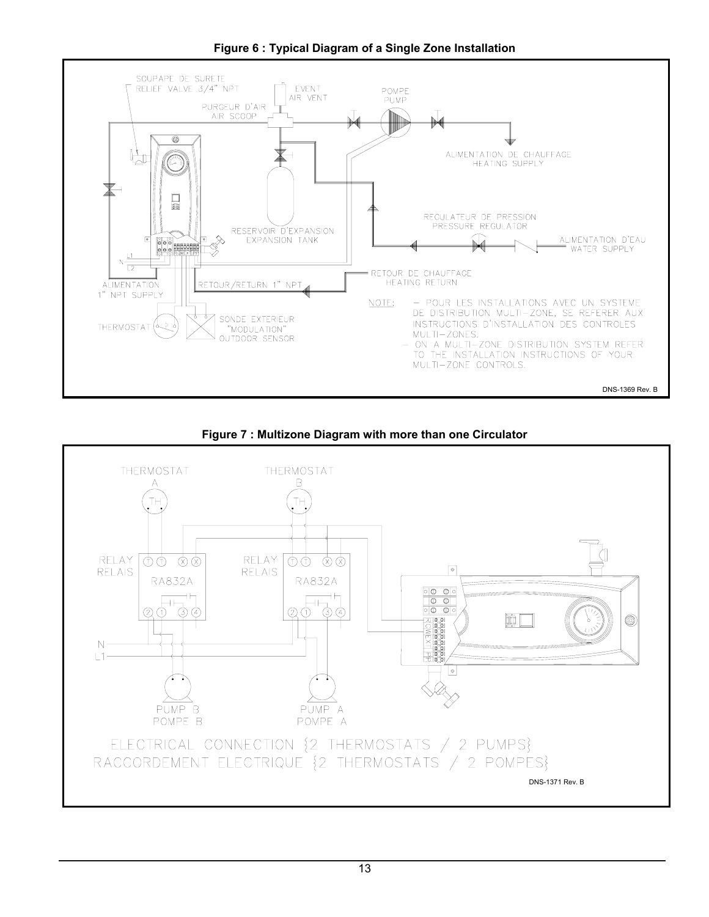**Figure 6 : Typical Diagram of a Single Zone Installation**

SOUPAPE DE SURETE
RELIEF VALVE 3/4" NPT

EVENT
AIR VENT

PURGEUR D'AIR
AIR SCOOP

POMPE
PUMP

ALIMENTATION DE CHAUFFAGE
HEATING SUPPLY

RESERVOIR D'EXPANSION
EXPANSION TANK

REGULATEUR DE PRESSION
PRESSURE REGULATOR

ALIMENTATION D'EAU
WATER SUPPLY

L1
N
L2

ALIMENTATION
1" NPT SUPPLY

RETOUR/RETURN 1" NPT

RETOUR DE CHAUFFAGE
HEATING RETURN

THERMOSTAT

SONDE EXTERIEUR
"MODULATION"
OUTDOOR SENSOR

NOTE: – POUR LES INSTALLATIONS AVEC UN SYSTEME DE DISTRIBUTION MULTI-ZONE, SE REFERER AUX INSTRUCTIONS D'INSTALLATION DES CONTROLES MULTI-ZONES.
– ON A MULTI-ZONE DISTRIBUTION SYSTEM REFER TO THE INSTALLATION INSTRUCTIONS OF YOUR MULTI-ZONE CONTROLS.

DNS-1369 Rev. B

**Figure 7 : Multizone Diagram with more than one Circulator**

THERMOSTAT A

THERMOSTAT B

RELAY
RELAIS
RA832A

RELAY
RELAIS
RA832A

N
L1

PUMP B
POMPE B

PUMP A
POMPE A

ELECTRICAL CONNECTION {2 THERMOSTATS / 2 PUMPS}
RACCORDEMENT ELECTRIQUE {2 THERMOSTATS / 2 POMPES}

DNS-1371 Rev. B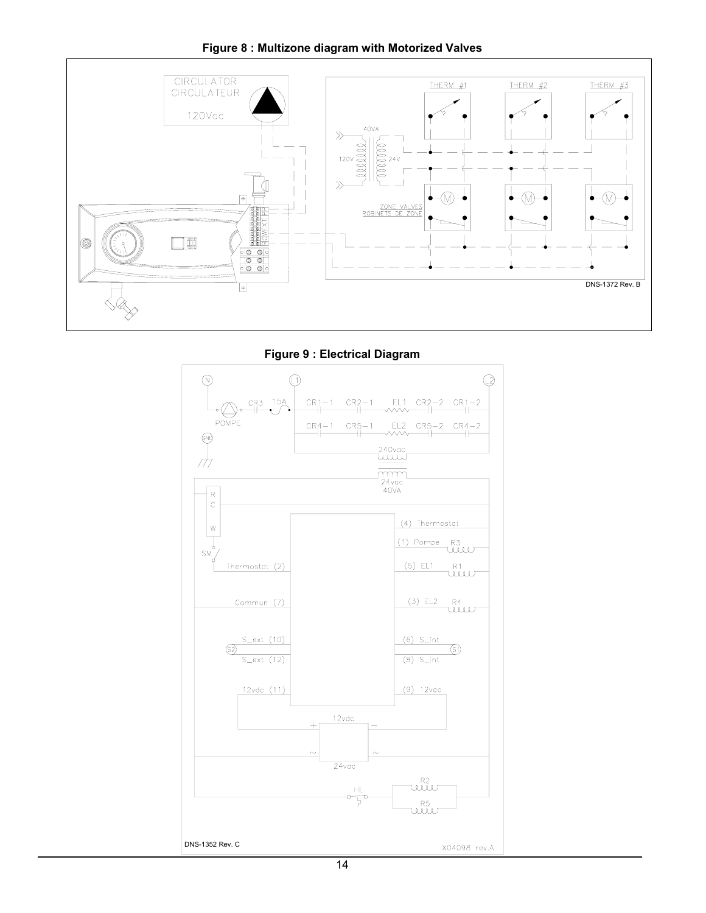**Figure 8 : Multizone diagram with Motorized Valves**

**Figure 9 : Electrical Diagram**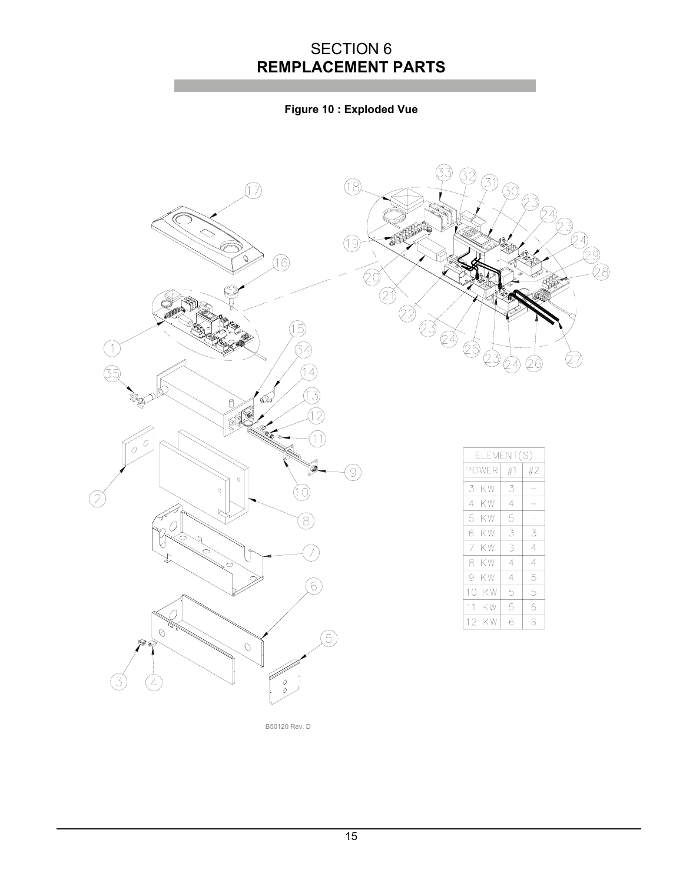# SECTION 6
## REMPLACEMENT PARTS

**Figure 10 : Exploded Vue**

| ELEMENT(S) | | |
|---|---|---|
| POWER | #1 | #2 |
| 3 KW | 3 | – |
| 4 KW | 4 | – |
| 5 KW | 5 | – |
| 6 KW | 3 | 3 |
| 7 KW | 3 | 4 |
| 8 KW | 4 | 4 |
| 9 KW | 4 | 5 |
| 10 KW | 5 | 5 |
| 11 KW | 5 | 6 |
| 12 KW | 6 | 6 |

B50120 Rev. D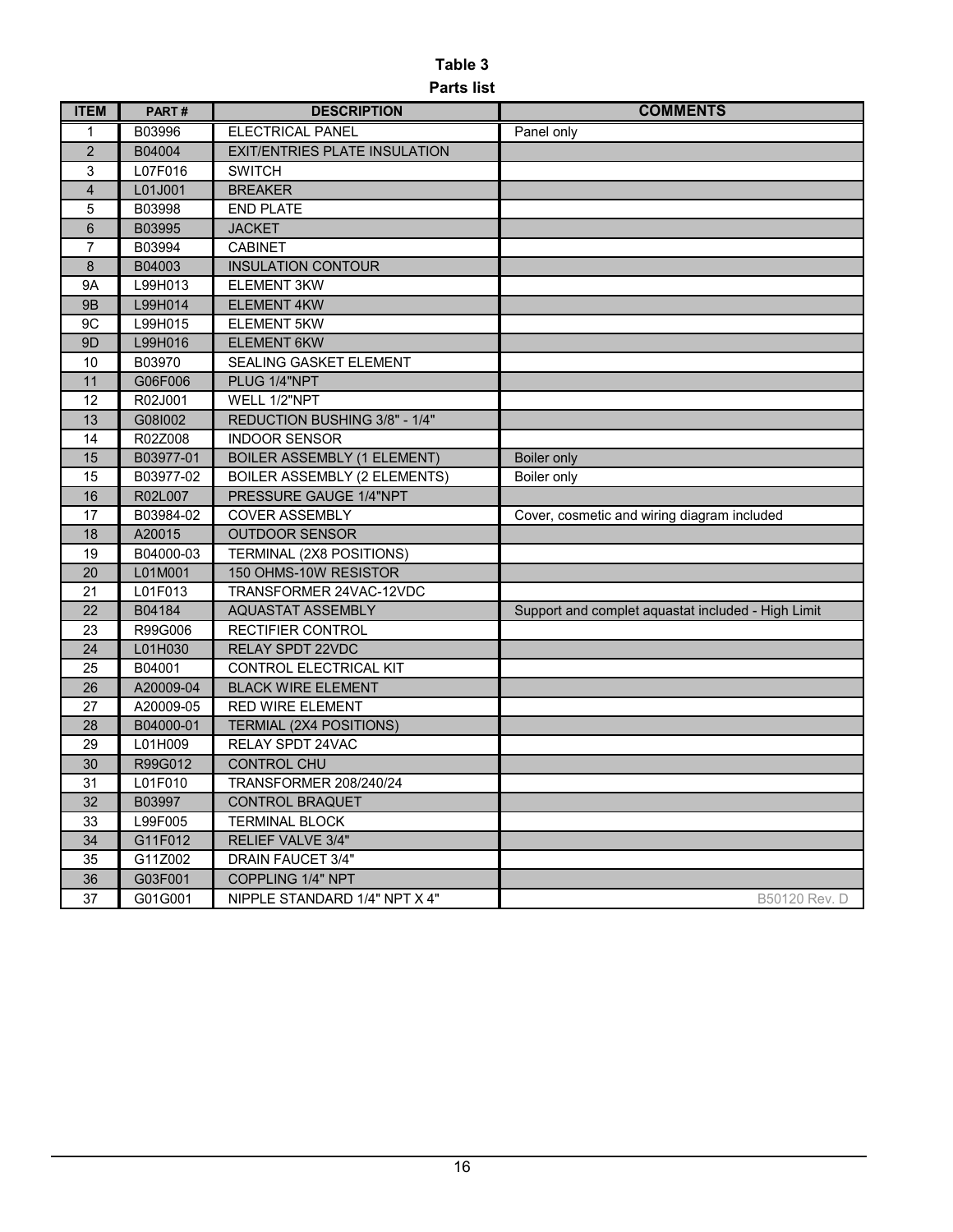**Table 3**

**Parts list**

| ITEM | PART # | DESCRIPTION | COMMENTS |
|---|---|---|---|
| 1 | B03996 | ELECTRICAL PANEL | Panel only |
| 2 | B04004 | EXIT/ENTRIES PLATE INSULATION | |
| 3 | L07F016 | SWITCH | |
| 4 | L01J001 | BREAKER | |
| 5 | B03998 | END PLATE | |
| 6 | B03995 | JACKET | |
| 7 | B03994 | CABINET | |
| 8 | B04003 | INSULATION CONTOUR | |
| 9A | L99H013 | ELEMENT 3KW | |
| 9B | L99H014 | ELEMENT 4KW | |
| 9C | L99H015 | ELEMENT 5KW | |
| 9D | L99H016 | ELEMENT 6KW | |
| 10 | B03970 | SEALING GASKET ELEMENT | |
| 11 | G06F006 | PLUG 1/4"NPT | |
| 12 | R02J001 | WELL 1/2"NPT | |
| 13 | G08I002 | REDUCTION BUSHING 3/8" - 1/4" | |
| 14 | R02Z008 | INDOOR SENSOR | |
| 15 | B03977-01 | BOILER ASSEMBLY (1 ELEMENT) | Boiler only |
| 15 | B03977-02 | BOILER ASSEMBLY (2 ELEMENTS) | Boiler only |
| 16 | R02L007 | PRESSURE GAUGE 1/4"NPT | |
| 17 | B03984-02 | COVER ASSEMBLY | Cover, cosmetic and wiring diagram included |
| 18 | A20015 | OUTDOOR SENSOR | |
| 19 | B04000-03 | TERMINAL (2X8 POSITIONS) | |
| 20 | L01M001 | 150 OHMS-10W RESISTOR | |
| 21 | L01F013 | TRANSFORMER 24VAC-12VDC | |
| 22 | B04184 | AQUASTAT ASSEMBLY | Support and complet aquastat included - High Limit |
| 23 | R99G006 | RECTIFIER CONTROL | |
| 24 | L01H030 | RELAY SPDT 22VDC | |
| 25 | B04001 | CONTROL ELECTRICAL KIT | |
| 26 | A20009-04 | BLACK WIRE ELEMENT | |
| 27 | A20009-05 | RED WIRE ELEMENT | |
| 28 | B04000-01 | TERMIAL (2X4 POSITIONS) | |
| 29 | L01H009 | RELAY SPDT 24VAC | |
| 30 | R99G012 | CONTROL CHU | |
| 31 | L01F010 | TRANSFORMER 208/240/24 | |
| 32 | B03997 | CONTROL BRAQUET | |
| 33 | L99F005 | TERMINAL BLOCK | |
| 34 | G11F012 | RELIEF VALVE 3/4" | |
| 35 | G11Z002 | DRAIN FAUCET 3/4" | |
| 36 | G03F001 | COPPLING 1/4" NPT | |
| 37 | G01G001 | NIPPLE STANDARD 1/4" NPT X 4" | B50120 Rev. D |